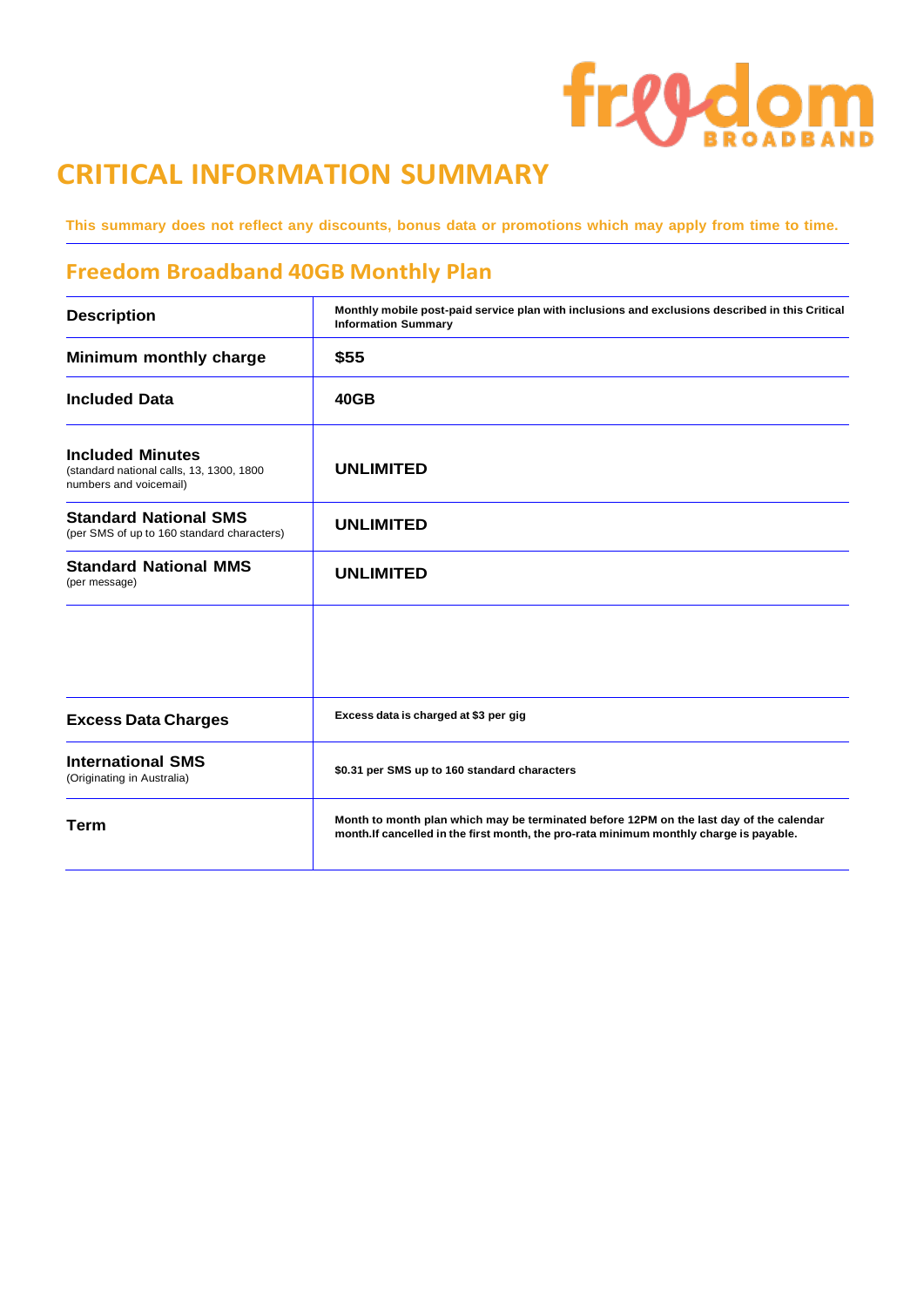# CRITICAL INFORMATION SUMMARY

**This summary does not reflect any discounts, bonus data or promotions which may apply from time to time.**

## Freedom Broadband 40GB Monthly Plan

| | |
|---|---|
| **Description** | **Monthly mobile post-paid service plan with inclusions and exclusions described in this Critical Information Summary** |
| **Minimum monthly charge** | **$55** |
| **Included Data** | **40GB** |
| **Included Minutes** (standard national calls, 13, 1300, 1800 numbers and voicemail) | **UNLIMITED** |
| **Standard National SMS** (per SMS of up to 160 standard characters) | **UNLIMITED** |
| **Standard National MMS** (per message) | **UNLIMITED** |
| | |
| **Excess Data Charges** | **Excess data is charged at $3 per gig** |
| **International SMS** (Originating in Australia) | **$0.31 per SMS up to 160 standard characters** |
| **Term** | **Month to month plan which may be terminated before 12PM on the last day of the calendar month.If cancelled in the first month, the pro-rata minimum monthly charge is payable.** |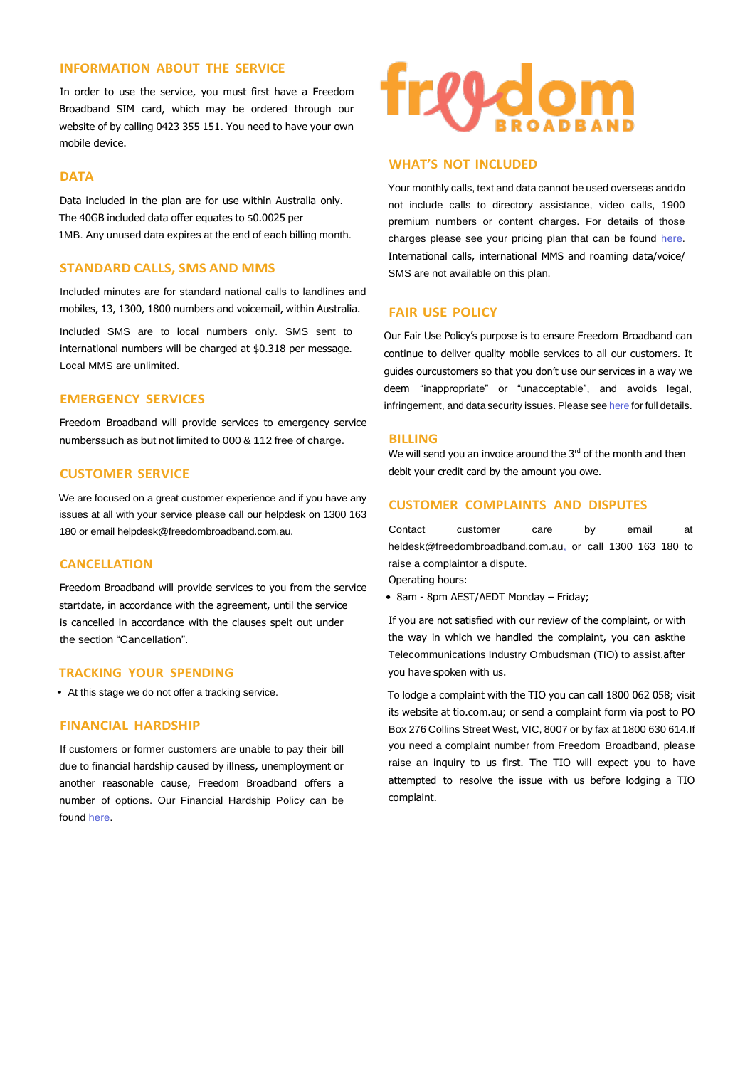## INFORMATION ABOUT THE SERVICE

In order to use the service, you must first have a Freedom Broadband SIM card, which may be ordered through our website of by calling 0423 355 151. You need to have your own mobile device.

## DATA

Data included in the plan are for use within Australia only. The 40GB included data offer equates to $0.0025 per 1MB. Any unused data expires at the end of each billing month.

## STANDARD CALLS, SMS AND MMS

Included minutes are for standard national calls to landlines and mobiles, 13, 1300, 1800 numbers and voicemail, within Australia.

Included SMS are to local numbers only. SMS sent to international numbers will be charged at $0.318 per message. Local MMS are unlimited.

## EMERGENCY SERVICES

Freedom Broadband will provide services to emergency service numberssuch as but not limited to 000 & 112 free of charge.

## CUSTOMER SERVICE

We are focused on a great customer experience and if you have any issues at all with your service please call our helpdesk on 1300 163 180 or email helpdesk@freedombroadband.com.au.

## CANCELLATION

Freedom Broadband will provide services to you from the service startdate, in accordance with the agreement, until the service is cancelled in accordance with the clauses spelt out under the section "Cancellation".

## TRACKING YOUR SPENDING

- At this stage we do not offer a tracking service.

## FINANCIAL HARDSHIP

If customers or former customers are unable to pay their bill due to financial hardship caused by illness, unemployment or another reasonable cause, Freedom Broadband offers a number of options. Our Financial Hardship Policy can be found here.

freedom BROADBAND

## WHAT'S NOT INCLUDED

Your monthly calls, text and data cannot be used overseas anddo not include calls to directory assistance, video calls, 1900 premium numbers or content charges. For details of those charges please see your pricing plan that can be found here. International calls, international MMS and roaming data/voice/ SMS are not available on this plan.

## FAIR USE POLICY

Our Fair Use Policy's purpose is to ensure Freedom Broadband can continue to deliver quality mobile services to all our customers. It guides ourcustomers so that you don't use our services in a way we deem "inappropriate" or "unacceptable", and avoids legal, infringement, and data security issues. Please see here for full details.

## BILLING

We will send you an invoice around the 3rd of the month and then debit your credit card by the amount you owe.

## CUSTOMER COMPLAINTS AND DISPUTES

Contact customer care by email at heldesk@freedombroadband.com.au, or call 1300 163 180 to raise a complaintor a dispute.

Operating hours:

- 8am - 8pm AEST/AEDT Monday – Friday;

If you are not satisfied with our review of the complaint, or with the way in which we handled the complaint, you can askthe Telecommunications Industry Ombudsman (TIO) to assist,after you have spoken with us.

To lodge a complaint with the TIO you can call 1800 062 058; visit its website at tio.com.au; or send a complaint form via post to PO Box 276 Collins Street West, VIC, 8007 or by fax at 1800 630 614.If you need a complaint number from Freedom Broadband, please raise an inquiry to us first. The TIO will expect you to have attempted to resolve the issue with us before lodging a TIO complaint.